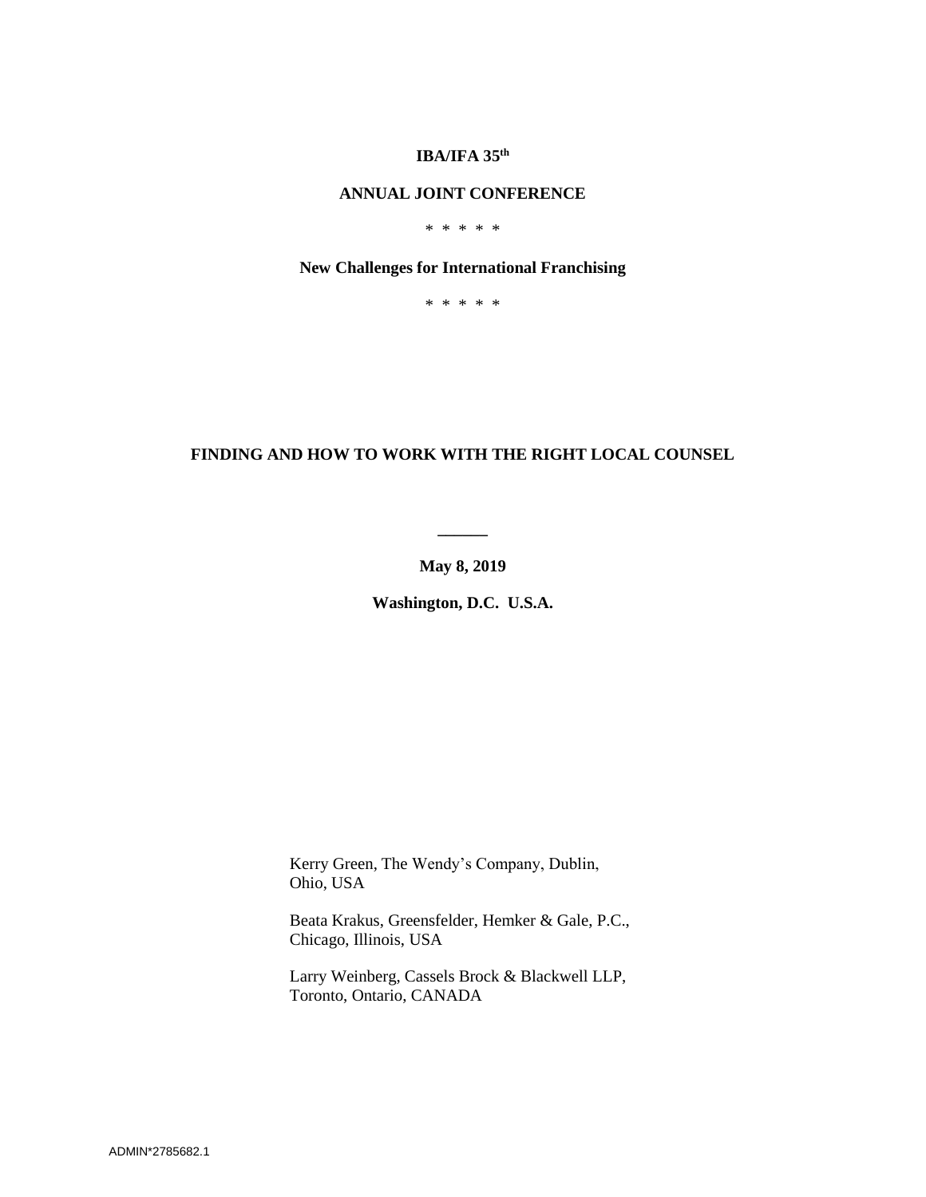**IBA/IFA 35th**

**ANNUAL JOINT CONFERENCE**

\* \* \* \* \*

**New Challenges for International Franchising**

\* \* \* \* \*

# FINDING AND HOW TO WORK WITH THE RIGHT LOCAL COUNSEL

______

**May 8, 2019**

**Washington, D.C. U.S.A.**

Kerry Green, The Wendy's Company, Dublin, Ohio, USA

Beata Krakus, Greensfelder, Hemker & Gale, P.C., Chicago, Illinois, USA

Larry Weinberg, Cassels Brock & Blackwell LLP, Toronto, Ontario, CANADA

ADMIN*2785682.1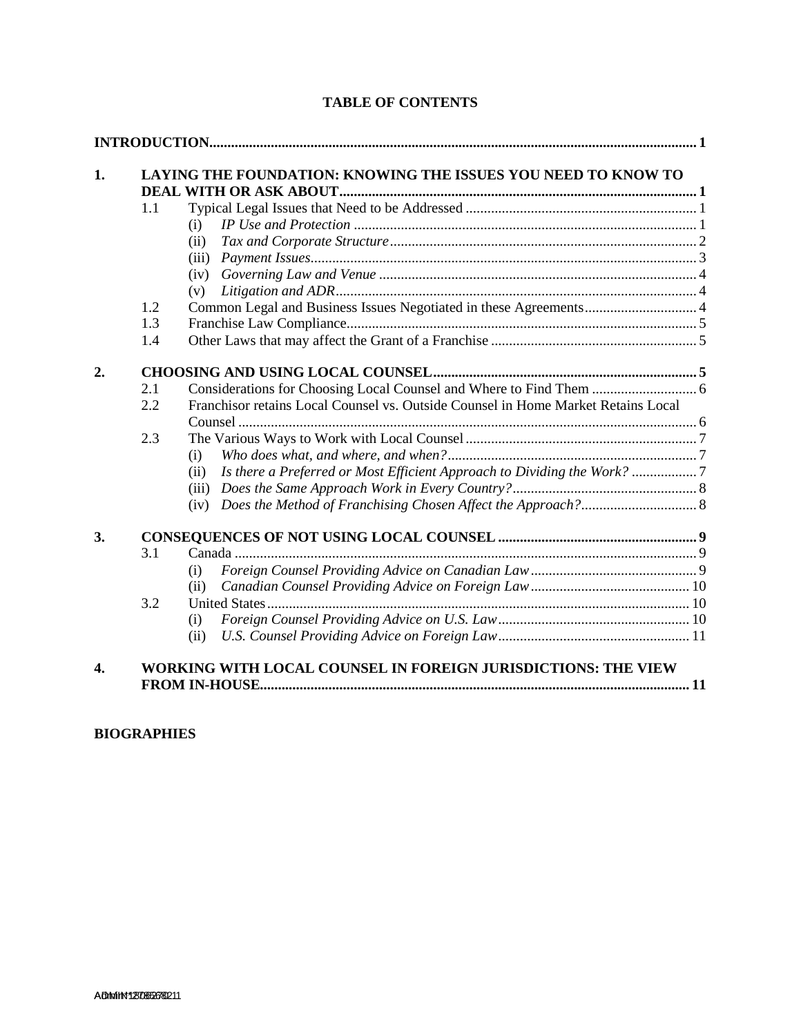**TABLE OF CONTENTS**

**INTRODUCTION** ..... 1

**1. LAYING THE FOUNDATION: KNOWING THE ISSUES YOU NEED TO KNOW TO DEAL WITH OR ASK ABOUT** ..... 1

- 1.1 Typical Legal Issues that Need to be Addressed ..... 1
  - (i) *IP Use and Protection* ..... 1
  - (ii) *Tax and Corporate Structure* ..... 2
  - (iii) *Payment Issues* ..... 3
  - (iv) *Governing Law and Venue* ..... 4
  - (v) *Litigation and ADR* ..... 4
- 1.2 Common Legal and Business Issues Negotiated in these Agreements ..... 4
- 1.3 Franchise Law Compliance ..... 5
- 1.4 Other Laws that may affect the Grant of a Franchise ..... 5

**2. CHOOSING AND USING LOCAL COUNSEL** ..... 5

- 2.1 Considerations for Choosing Local Counsel and Where to Find Them ..... 6
- 2.2 Franchisor retains Local Counsel vs. Outside Counsel in Home Market Retains Local Counsel ..... 6
- 2.3 The Various Ways to Work with Local Counsel ..... 7
  - (i) *Who does what, and where, and when?* ..... 7
  - (ii) *Is there a Preferred or Most Efficient Approach to Dividing the Work?* ..... 7
  - (iii) *Does the Same Approach Work in Every Country?* ..... 8
  - (iv) *Does the Method of Franchising Chosen Affect the Approach?* ..... 8

**3. CONSEQUENCES OF NOT USING LOCAL COUNSEL** ..... 9

- 3.1 Canada ..... 9
  - (i) *Foreign Counsel Providing Advice on Canadian Law* ..... 9
  - (ii) *Canadian Counsel Providing Advice on Foreign Law* ..... 10
- 3.2 United States ..... 10
  - (i) *Foreign Counsel Providing Advice on U.S. Law* ..... 10
  - (ii) *U.S. Counsel Providing Advice on Foreign Law* ..... 11

**4. WORKING WITH LOCAL COUNSEL IN FOREIGN JURISDICTIONS: THE VIEW FROM IN-HOUSE** ..... 11

**BIOGRAPHIES**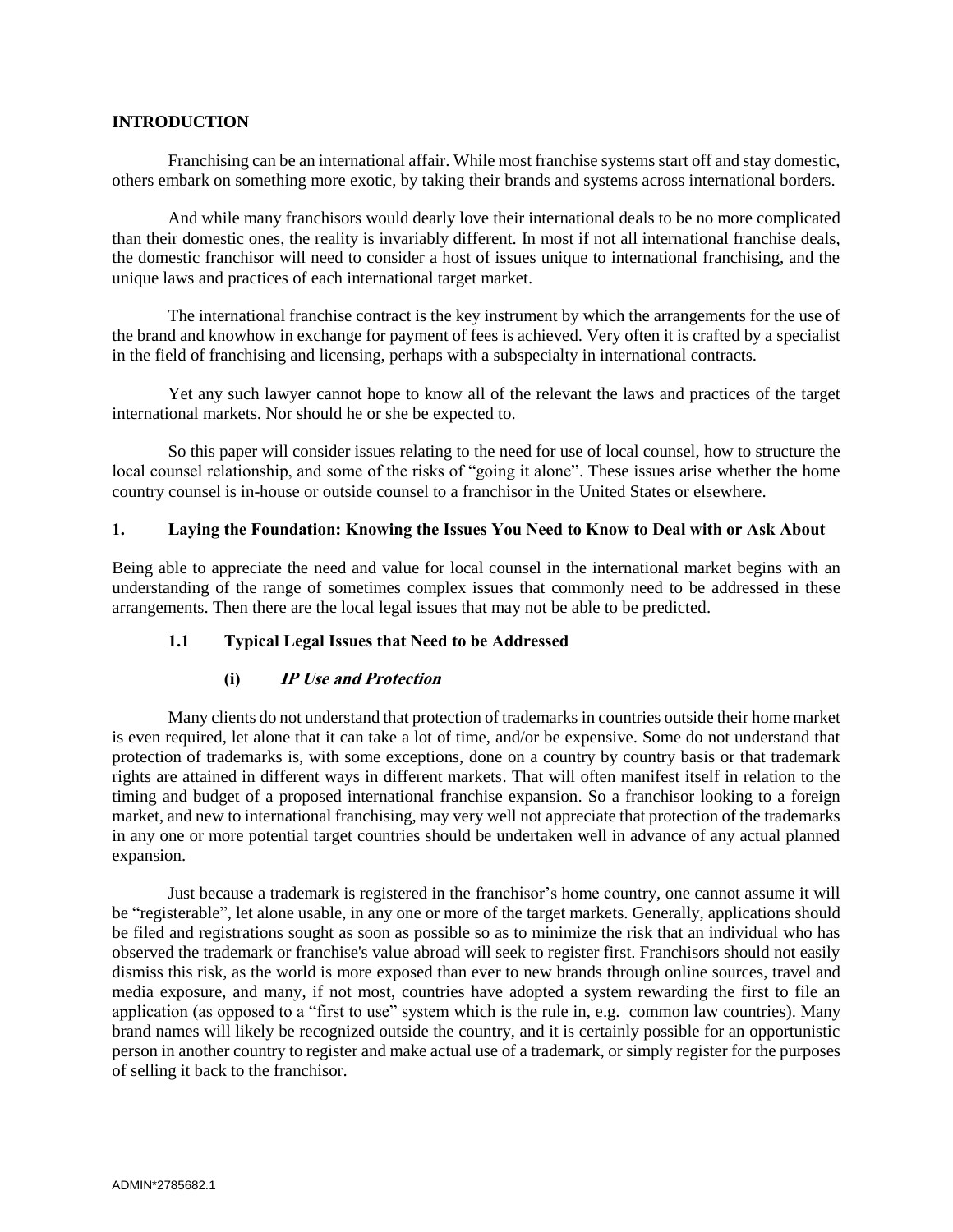## INTRODUCTION

Franchising can be an international affair. While most franchise systems start off and stay domestic, others embark on something more exotic, by taking their brands and systems across international borders.

And while many franchisors would dearly love their international deals to be no more complicated than their domestic ones, the reality is invariably different. In most if not all international franchise deals, the domestic franchisor will need to consider a host of issues unique to international franchising, and the unique laws and practices of each international target market.

The international franchise contract is the key instrument by which the arrangements for the use of the brand and knowhow in exchange for payment of fees is achieved. Very often it is crafted by a specialist in the field of franchising and licensing, perhaps with a subspecialty in international contracts.

Yet any such lawyer cannot hope to know all of the relevant the laws and practices of the target international markets. Nor should he or she be expected to.

So this paper will consider issues relating to the need for use of local counsel, how to structure the local counsel relationship, and some of the risks of "going it alone". These issues arise whether the home country counsel is in-house or outside counsel to a franchisor in the United States or elsewhere.

## 1. Laying the Foundation: Knowing the Issues You Need to Know to Deal with or Ask About

Being able to appreciate the need and value for local counsel in the international market begins with an understanding of the range of sometimes complex issues that commonly need to be addressed in these arrangements. Then there are the local legal issues that may not be able to be predicted.

### 1.1 Typical Legal Issues that Need to be Addressed

#### (i) *IP Use and Protection*

Many clients do not understand that protection of trademarks in countries outside their home market is even required, let alone that it can take a lot of time, and/or be expensive. Some do not understand that protection of trademarks is, with some exceptions, done on a country by country basis or that trademark rights are attained in different ways in different markets. That will often manifest itself in relation to the timing and budget of a proposed international franchise expansion. So a franchisor looking to a foreign market, and new to international franchising, may very well not appreciate that protection of the trademarks in any one or more potential target countries should be undertaken well in advance of any actual planned expansion.

Just because a trademark is registered in the franchisor's home country, one cannot assume it will be "registerable", let alone usable, in any one or more of the target markets. Generally, applications should be filed and registrations sought as soon as possible so as to minimize the risk that an individual who has observed the trademark or franchise's value abroad will seek to register first. Franchisors should not easily dismiss this risk, as the world is more exposed than ever to new brands through online sources, travel and media exposure, and many, if not most, countries have adopted a system rewarding the first to file an application (as opposed to a "first to use" system which is the rule in, e.g. common law countries). Many brand names will likely be recognized outside the country, and it is certainly possible for an opportunistic person in another country to register and make actual use of a trademark, or simply register for the purposes of selling it back to the franchisor.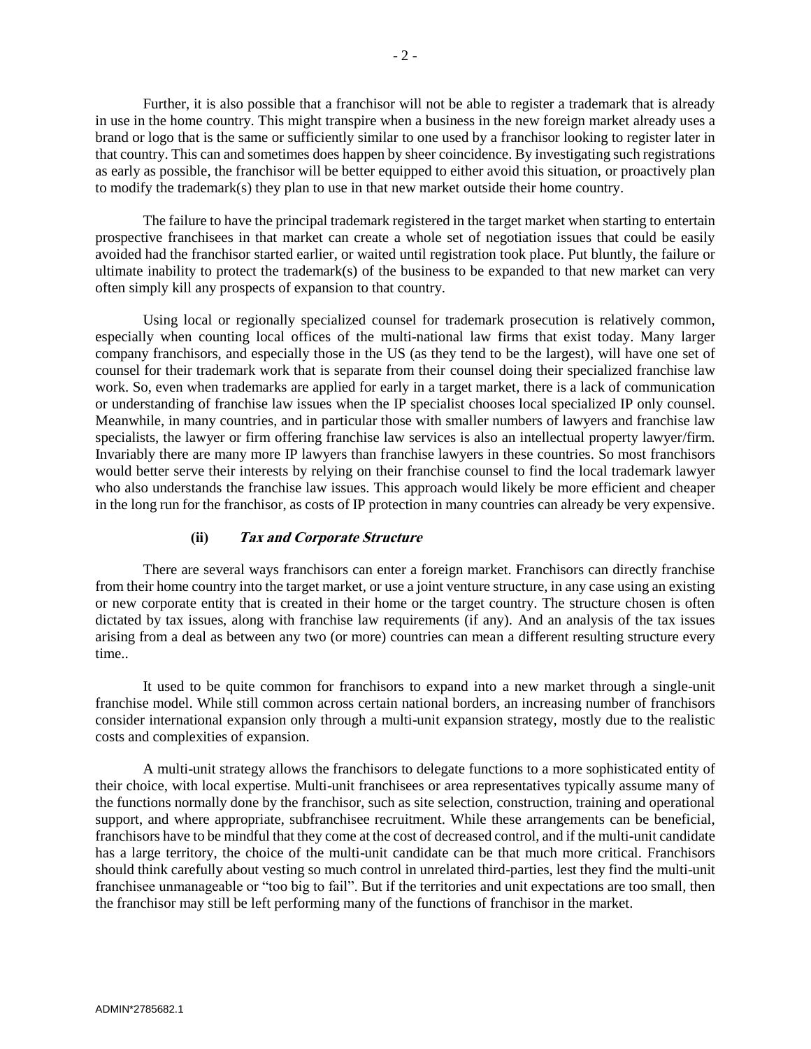Further, it is also possible that a franchisor will not be able to register a trademark that is already in use in the home country. This might transpire when a business in the new foreign market already uses a brand or logo that is the same or sufficiently similar to one used by a franchisor looking to register later in that country. This can and sometimes does happen by sheer coincidence. By investigating such registrations as early as possible, the franchisor will be better equipped to either avoid this situation, or proactively plan to modify the trademark(s) they plan to use in that new market outside their home country.

The failure to have the principal trademark registered in the target market when starting to entertain prospective franchisees in that market can create a whole set of negotiation issues that could be easily avoided had the franchisor started earlier, or waited until registration took place. Put bluntly, the failure or ultimate inability to protect the trademark(s) of the business to be expanded to that new market can very often simply kill any prospects of expansion to that country.

Using local or regionally specialized counsel for trademark prosecution is relatively common, especially when counting local offices of the multi-national law firms that exist today. Many larger company franchisors, and especially those in the US (as they tend to be the largest), will have one set of counsel for their trademark work that is separate from their counsel doing their specialized franchise law work. So, even when trademarks are applied for early in a target market, there is a lack of communication or understanding of franchise law issues when the IP specialist chooses local specialized IP only counsel. Meanwhile, in many countries, and in particular those with smaller numbers of lawyers and franchise law specialists, the lawyer or firm offering franchise law services is also an intellectual property lawyer/firm. Invariably there are many more IP lawyers than franchise lawyers in these countries. So most franchisors would better serve their interests by relying on their franchise counsel to find the local trademark lawyer who also understands the franchise law issues. This approach would likely be more efficient and cheaper in the long run for the franchisor, as costs of IP protection in many countries can already be very expensive.

### (ii) ***Tax and Corporate Structure***

There are several ways franchisors can enter a foreign market. Franchisors can directly franchise from their home country into the target market, or use a joint venture structure, in any case using an existing or new corporate entity that is created in their home or the target country. The structure chosen is often dictated by tax issues, along with franchise law requirements (if any). And an analysis of the tax issues arising from a deal as between any two (or more) countries can mean a different resulting structure every time..

It used to be quite common for franchisors to expand into a new market through a single-unit franchise model. While still common across certain national borders, an increasing number of franchisors consider international expansion only through a multi-unit expansion strategy, mostly due to the realistic costs and complexities of expansion.

A multi-unit strategy allows the franchisors to delegate functions to a more sophisticated entity of their choice, with local expertise. Multi-unit franchisees or area representatives typically assume many of the functions normally done by the franchisor, such as site selection, construction, training and operational support, and where appropriate, subfranchisee recruitment. While these arrangements can be beneficial, franchisors have to be mindful that they come at the cost of decreased control, and if the multi-unit candidate has a large territory, the choice of the multi-unit candidate can be that much more critical. Franchisors should think carefully about vesting so much control in unrelated third-parties, lest they find the multi-unit franchisee unmanageable or "too big to fail". But if the territories and unit expectations are too small, then the franchisor may still be left performing many of the functions of franchisor in the market.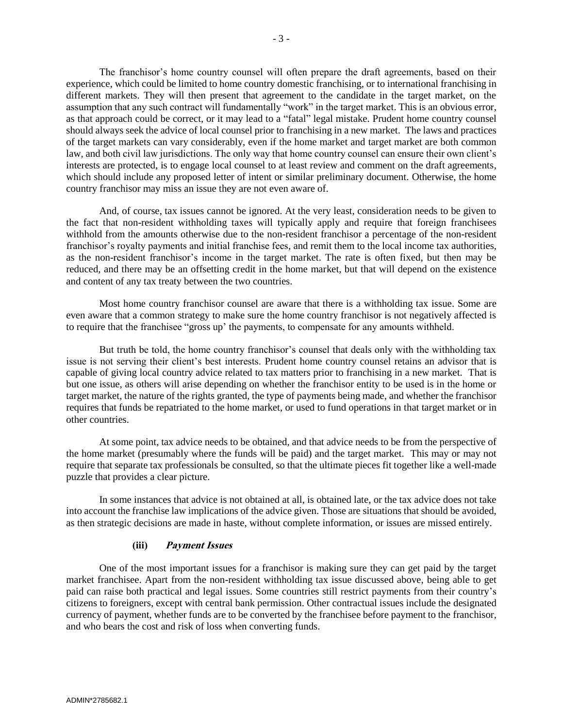The franchisor's home country counsel will often prepare the draft agreements, based on their experience, which could be limited to home country domestic franchising, or to international franchising in different markets. They will then present that agreement to the candidate in the target market, on the assumption that any such contract will fundamentally "work" in the target market. This is an obvious error, as that approach could be correct, or it may lead to a "fatal" legal mistake. Prudent home country counsel should always seek the advice of local counsel prior to franchising in a new market. The laws and practices of the target markets can vary considerably, even if the home market and target market are both common law, and both civil law jurisdictions. The only way that home country counsel can ensure their own client's interests are protected, is to engage local counsel to at least review and comment on the draft agreements, which should include any proposed letter of intent or similar preliminary document. Otherwise, the home country franchisor may miss an issue they are not even aware of.

And, of course, tax issues cannot be ignored. At the very least, consideration needs to be given to the fact that non-resident withholding taxes will typically apply and require that foreign franchisees withhold from the amounts otherwise due to the non-resident franchisor a percentage of the non-resident franchisor's royalty payments and initial franchise fees, and remit them to the local income tax authorities, as the non-resident franchisor's income in the target market. The rate is often fixed, but then may be reduced, and there may be an offsetting credit in the home market, but that will depend on the existence and content of any tax treaty between the two countries.

Most home country franchisor counsel are aware that there is a withholding tax issue. Some are even aware that a common strategy to make sure the home country franchisor is not negatively affected is to require that the franchisee "gross up' the payments, to compensate for any amounts withheld.

But truth be told, the home country franchisor's counsel that deals only with the withholding tax issue is not serving their client's best interests. Prudent home country counsel retains an advisor that is capable of giving local country advice related to tax matters prior to franchising in a new market. That is but one issue, as others will arise depending on whether the franchisor entity to be used is in the home or target market, the nature of the rights granted, the type of payments being made, and whether the franchisor requires that funds be repatriated to the home market, or used to fund operations in that target market or in other countries.

At some point, tax advice needs to be obtained, and that advice needs to be from the perspective of the home market (presumably where the funds will be paid) and the target market. This may or may not require that separate tax professionals be consulted, so that the ultimate pieces fit together like a well-made puzzle that provides a clear picture.

In some instances that advice is not obtained at all, is obtained late, or the tax advice does not take into account the franchise law implications of the advice given. Those are situations that should be avoided, as then strategic decisions are made in haste, without complete information, or issues are missed entirely.

### (iii) ***Payment Issues***

One of the most important issues for a franchisor is making sure they can get paid by the target market franchisee. Apart from the non-resident withholding tax issue discussed above, being able to get paid can raise both practical and legal issues. Some countries still restrict payments from their country's citizens to foreigners, except with central bank permission. Other contractual issues include the designated currency of payment, whether funds are to be converted by the franchisee before payment to the franchisor, and who bears the cost and risk of loss when converting funds.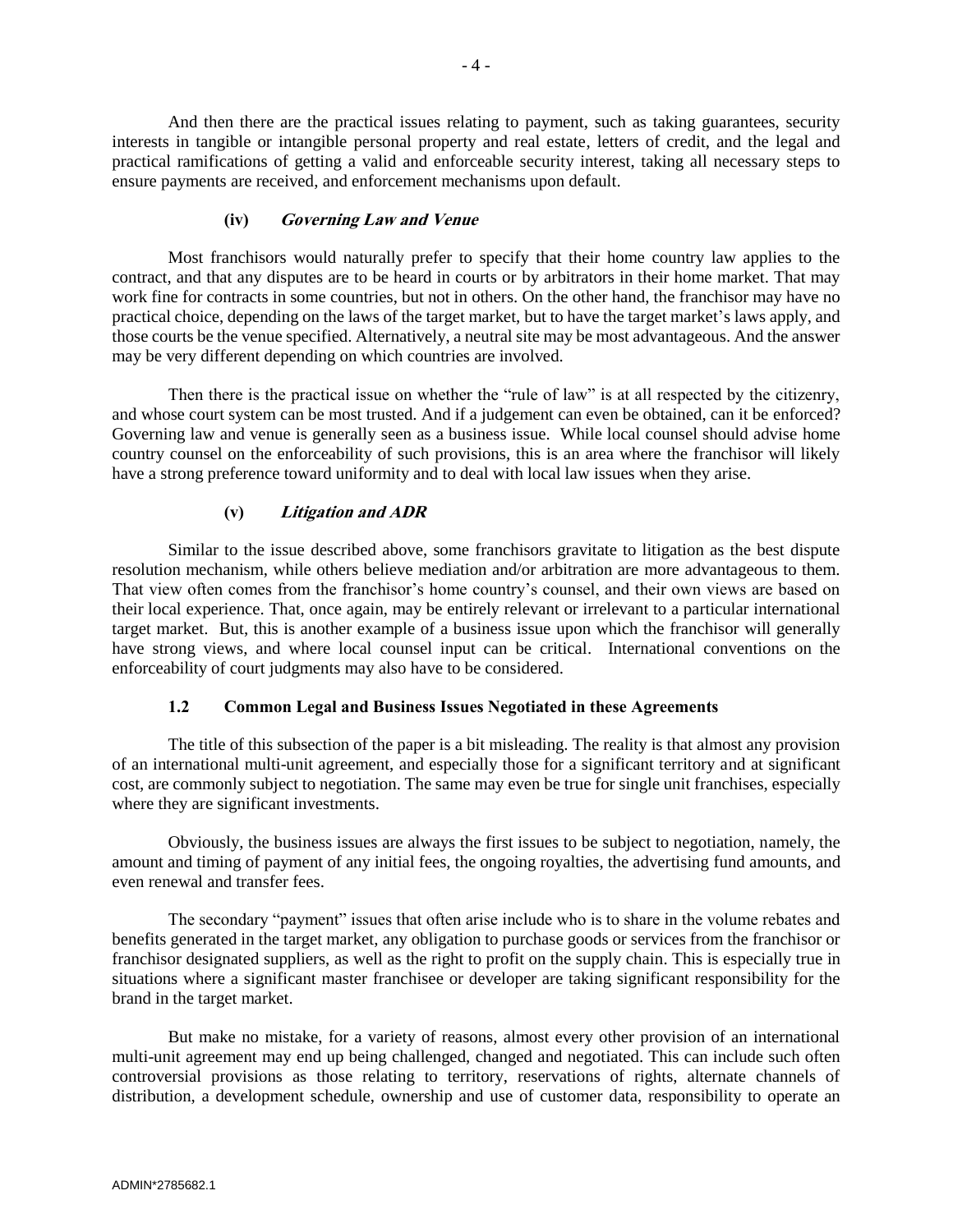And then there are the practical issues relating to payment, such as taking guarantees, security interests in tangible or intangible personal property and real estate, letters of credit, and the legal and practical ramifications of getting a valid and enforceable security interest, taking all necessary steps to ensure payments are received, and enforcement mechanisms upon default.

#### (iv) *Governing Law and Venue*

Most franchisors would naturally prefer to specify that their home country law applies to the contract, and that any disputes are to be heard in courts or by arbitrators in their home market. That may work fine for contracts in some countries, but not in others. On the other hand, the franchisor may have no practical choice, depending on the laws of the target market, but to have the target market's laws apply, and those courts be the venue specified. Alternatively, a neutral site may be most advantageous. And the answer may be very different depending on which countries are involved.

Then there is the practical issue on whether the "rule of law" is at all respected by the citizenry, and whose court system can be most trusted. And if a judgement can even be obtained, can it be enforced? Governing law and venue is generally seen as a business issue. While local counsel should advise home country counsel on the enforceability of such provisions, this is an area where the franchisor will likely have a strong preference toward uniformity and to deal with local law issues when they arise.

#### (v) *Litigation and ADR*

Similar to the issue described above, some franchisors gravitate to litigation as the best dispute resolution mechanism, while others believe mediation and/or arbitration are more advantageous to them. That view often comes from the franchisor's home country's counsel, and their own views are based on their local experience. That, once again, may be entirely relevant or irrelevant to a particular international target market. But, this is another example of a business issue upon which the franchisor will generally have strong views, and where local counsel input can be critical. International conventions on the enforceability of court judgments may also have to be considered.

### 1.2 Common Legal and Business Issues Negotiated in these Agreements

The title of this subsection of the paper is a bit misleading. The reality is that almost any provision of an international multi-unit agreement, and especially those for a significant territory and at significant cost, are commonly subject to negotiation. The same may even be true for single unit franchises, especially where they are significant investments.

Obviously, the business issues are always the first issues to be subject to negotiation, namely, the amount and timing of payment of any initial fees, the ongoing royalties, the advertising fund amounts, and even renewal and transfer fees.

The secondary "payment" issues that often arise include who is to share in the volume rebates and benefits generated in the target market, any obligation to purchase goods or services from the franchisor or franchisor designated suppliers, as well as the right to profit on the supply chain. This is especially true in situations where a significant master franchisee or developer are taking significant responsibility for the brand in the target market.

But make no mistake, for a variety of reasons, almost every other provision of an international multi-unit agreement may end up being challenged, changed and negotiated. This can include such often controversial provisions as those relating to territory, reservations of rights, alternate channels of distribution, a development schedule, ownership and use of customer data, responsibility to operate an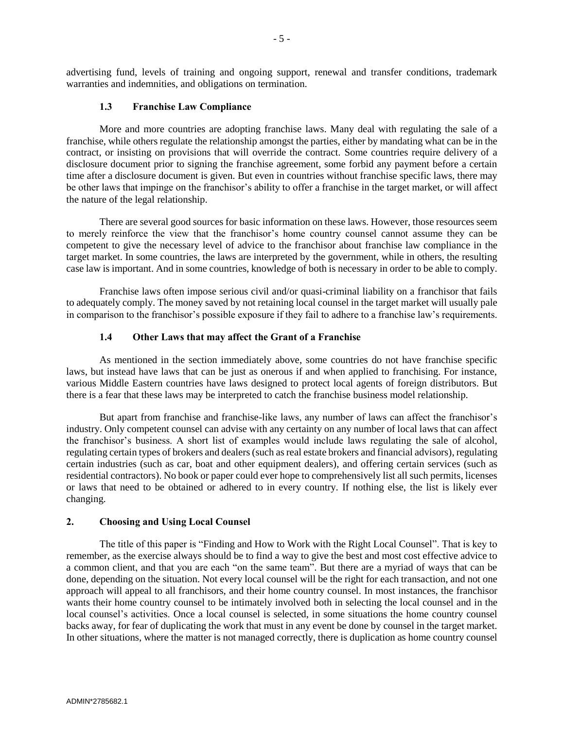advertising fund, levels of training and ongoing support, renewal and transfer conditions, trademark warranties and indemnities, and obligations on termination.

### 1.3 Franchise Law Compliance

More and more countries are adopting franchise laws. Many deal with regulating the sale of a franchise, while others regulate the relationship amongst the parties, either by mandating what can be in the contract, or insisting on provisions that will override the contract. Some countries require delivery of a disclosure document prior to signing the franchise agreement, some forbid any payment before a certain time after a disclosure document is given. But even in countries without franchise specific laws, there may be other laws that impinge on the franchisor's ability to offer a franchise in the target market, or will affect the nature of the legal relationship.

There are several good sources for basic information on these laws. However, those resources seem to merely reinforce the view that the franchisor's home country counsel cannot assume they can be competent to give the necessary level of advice to the franchisor about franchise law compliance in the target market. In some countries, the laws are interpreted by the government, while in others, the resulting case law is important. And in some countries, knowledge of both is necessary in order to be able to comply.

Franchise laws often impose serious civil and/or quasi-criminal liability on a franchisor that fails to adequately comply. The money saved by not retaining local counsel in the target market will usually pale in comparison to the franchisor's possible exposure if they fail to adhere to a franchise law's requirements.

### 1.4 Other Laws that may affect the Grant of a Franchise

As mentioned in the section immediately above, some countries do not have franchise specific laws, but instead have laws that can be just as onerous if and when applied to franchising. For instance, various Middle Eastern countries have laws designed to protect local agents of foreign distributors. But there is a fear that these laws may be interpreted to catch the franchise business model relationship.

But apart from franchise and franchise-like laws, any number of laws can affect the franchisor's industry. Only competent counsel can advise with any certainty on any number of local laws that can affect the franchisor's business. A short list of examples would include laws regulating the sale of alcohol, regulating certain types of brokers and dealers (such as real estate brokers and financial advisors), regulating certain industries (such as car, boat and other equipment dealers), and offering certain services (such as residential contractors). No book or paper could ever hope to comprehensively list all such permits, licenses or laws that need to be obtained or adhered to in every country. If nothing else, the list is likely ever changing.

## 2. Choosing and Using Local Counsel

The title of this paper is "Finding and How to Work with the Right Local Counsel". That is key to remember, as the exercise always should be to find a way to give the best and most cost effective advice to a common client, and that you are each "on the same team". But there are a myriad of ways that can be done, depending on the situation. Not every local counsel will be the right for each transaction, and not one approach will appeal to all franchisors, and their home country counsel. In most instances, the franchisor wants their home country counsel to be intimately involved both in selecting the local counsel and in the local counsel's activities. Once a local counsel is selected, in some situations the home country counsel backs away, for fear of duplicating the work that must in any event be done by counsel in the target market. In other situations, where the matter is not managed correctly, there is duplication as home country counsel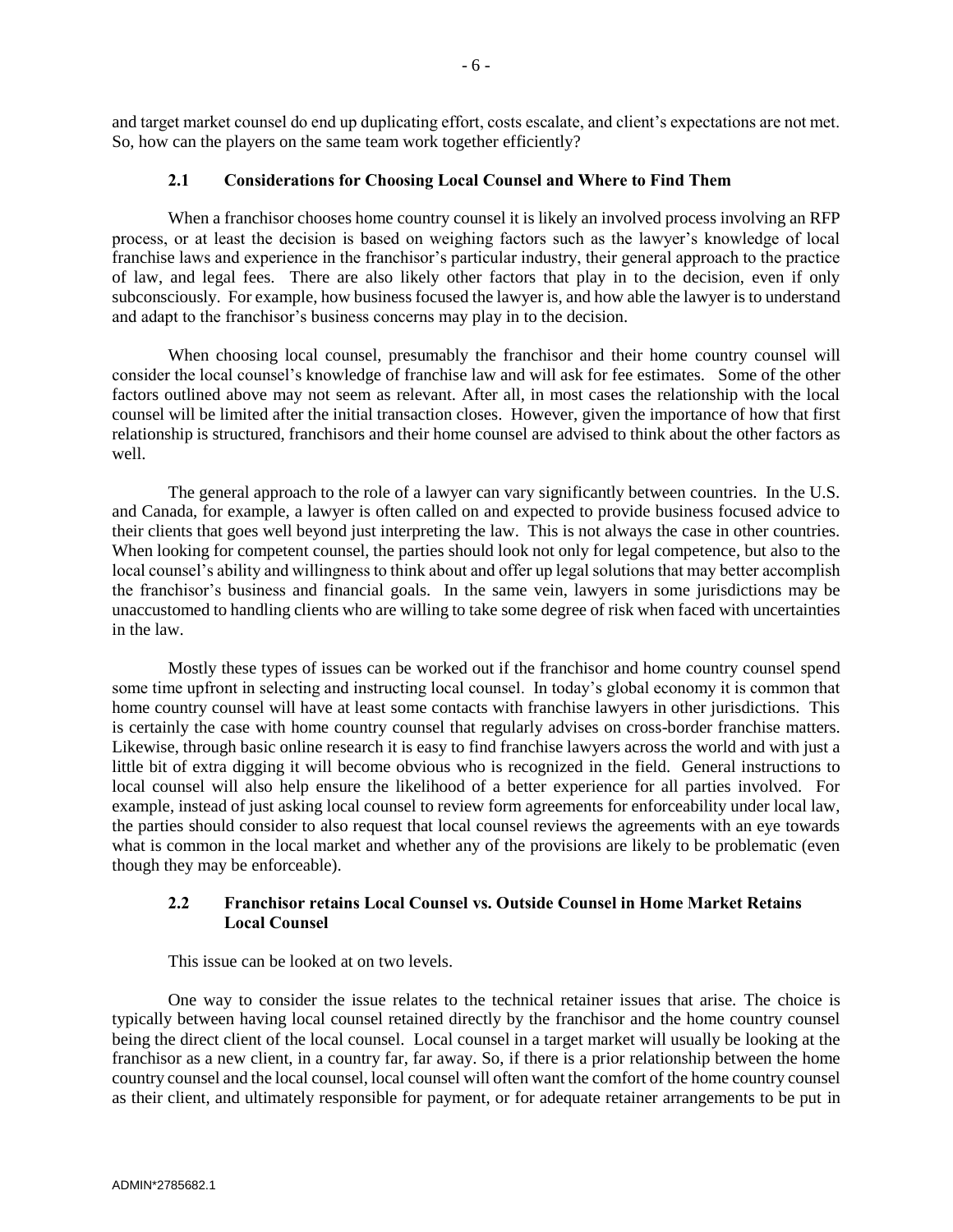and target market counsel do end up duplicating effort, costs escalate, and client's expectations are not met. So, how can the players on the same team work together efficiently?

### 2.1 Considerations for Choosing Local Counsel and Where to Find Them

When a franchisor chooses home country counsel it is likely an involved process involving an RFP process, or at least the decision is based on weighing factors such as the lawyer's knowledge of local franchise laws and experience in the franchisor's particular industry, their general approach to the practice of law, and legal fees. There are also likely other factors that play in to the decision, even if only subconsciously. For example, how business focused the lawyer is, and how able the lawyer is to understand and adapt to the franchisor's business concerns may play in to the decision.

When choosing local counsel, presumably the franchisor and their home country counsel will consider the local counsel's knowledge of franchise law and will ask for fee estimates. Some of the other factors outlined above may not seem as relevant. After all, in most cases the relationship with the local counsel will be limited after the initial transaction closes. However, given the importance of how that first relationship is structured, franchisors and their home counsel are advised to think about the other factors as well.

The general approach to the role of a lawyer can vary significantly between countries. In the U.S. and Canada, for example, a lawyer is often called on and expected to provide business focused advice to their clients that goes well beyond just interpreting the law. This is not always the case in other countries. When looking for competent counsel, the parties should look not only for legal competence, but also to the local counsel's ability and willingness to think about and offer up legal solutions that may better accomplish the franchisor's business and financial goals. In the same vein, lawyers in some jurisdictions may be unaccustomed to handling clients who are willing to take some degree of risk when faced with uncertainties in the law.

Mostly these types of issues can be worked out if the franchisor and home country counsel spend some time upfront in selecting and instructing local counsel. In today's global economy it is common that home country counsel will have at least some contacts with franchise lawyers in other jurisdictions. This is certainly the case with home country counsel that regularly advises on cross-border franchise matters. Likewise, through basic online research it is easy to find franchise lawyers across the world and with just a little bit of extra digging it will become obvious who is recognized in the field. General instructions to local counsel will also help ensure the likelihood of a better experience for all parties involved. For example, instead of just asking local counsel to review form agreements for enforceability under local law, the parties should consider to also request that local counsel reviews the agreements with an eye towards what is common in the local market and whether any of the provisions are likely to be problematic (even though they may be enforceable).

### 2.2 Franchisor retains Local Counsel vs. Outside Counsel in Home Market Retains Local Counsel

This issue can be looked at on two levels.

One way to consider the issue relates to the technical retainer issues that arise. The choice is typically between having local counsel retained directly by the franchisor and the home country counsel being the direct client of the local counsel. Local counsel in a target market will usually be looking at the franchisor as a new client, in a country far, far away. So, if there is a prior relationship between the home country counsel and the local counsel, local counsel will often want the comfort of the home country counsel as their client, and ultimately responsible for payment, or for adequate retainer arrangements to be put in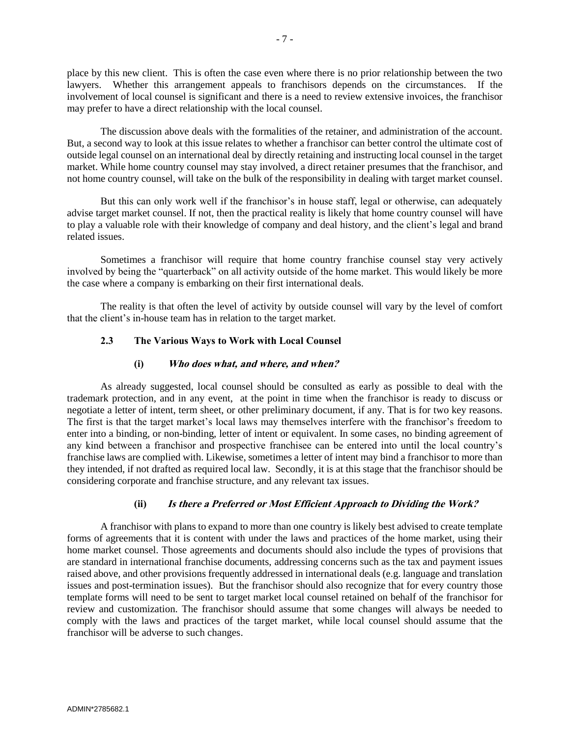place by this new client. This is often the case even where there is no prior relationship between the two lawyers. Whether this arrangement appeals to franchisors depends on the circumstances. If the involvement of local counsel is significant and there is a need to review extensive invoices, the franchisor may prefer to have a direct relationship with the local counsel.

The discussion above deals with the formalities of the retainer, and administration of the account. But, a second way to look at this issue relates to whether a franchisor can better control the ultimate cost of outside legal counsel on an international deal by directly retaining and instructing local counsel in the target market. While home country counsel may stay involved, a direct retainer presumes that the franchisor, and not home country counsel, will take on the bulk of the responsibility in dealing with target market counsel.

But this can only work well if the franchisor's in house staff, legal or otherwise, can adequately advise target market counsel. If not, then the practical reality is likely that home country counsel will have to play a valuable role with their knowledge of company and deal history, and the client's legal and brand related issues.

Sometimes a franchisor will require that home country franchise counsel stay very actively involved by being the "quarterback" on all activity outside of the home market. This would likely be more the case where a company is embarking on their first international deals.

The reality is that often the level of activity by outside counsel will vary by the level of comfort that the client's in-house team has in relation to the target market.

### 2.3 The Various Ways to Work with Local Counsel

#### (i) *Who does what, and where, and when?*

As already suggested, local counsel should be consulted as early as possible to deal with the trademark protection, and in any event, at the point in time when the franchisor is ready to discuss or negotiate a letter of intent, term sheet, or other preliminary document, if any. That is for two key reasons. The first is that the target market's local laws may themselves interfere with the franchisor's freedom to enter into a binding, or non-binding, letter of intent or equivalent. In some cases, no binding agreement of any kind between a franchisor and prospective franchisee can be entered into until the local country's franchise laws are complied with. Likewise, sometimes a letter of intent may bind a franchisor to more than they intended, if not drafted as required local law. Secondly, it is at this stage that the franchisor should be considering corporate and franchise structure, and any relevant tax issues.

#### (ii) *Is there a Preferred or Most Efficient Approach to Dividing the Work?*

A franchisor with plans to expand to more than one country is likely best advised to create template forms of agreements that it is content with under the laws and practices of the home market, using their home market counsel. Those agreements and documents should also include the types of provisions that are standard in international franchise documents, addressing concerns such as the tax and payment issues raised above, and other provisions frequently addressed in international deals (e.g. language and translation issues and post-termination issues). But the franchisor should also recognize that for every country those template forms will need to be sent to target market local counsel retained on behalf of the franchisor for review and customization. The franchisor should assume that some changes will always be needed to comply with the laws and practices of the target market, while local counsel should assume that the franchisor will be adverse to such changes.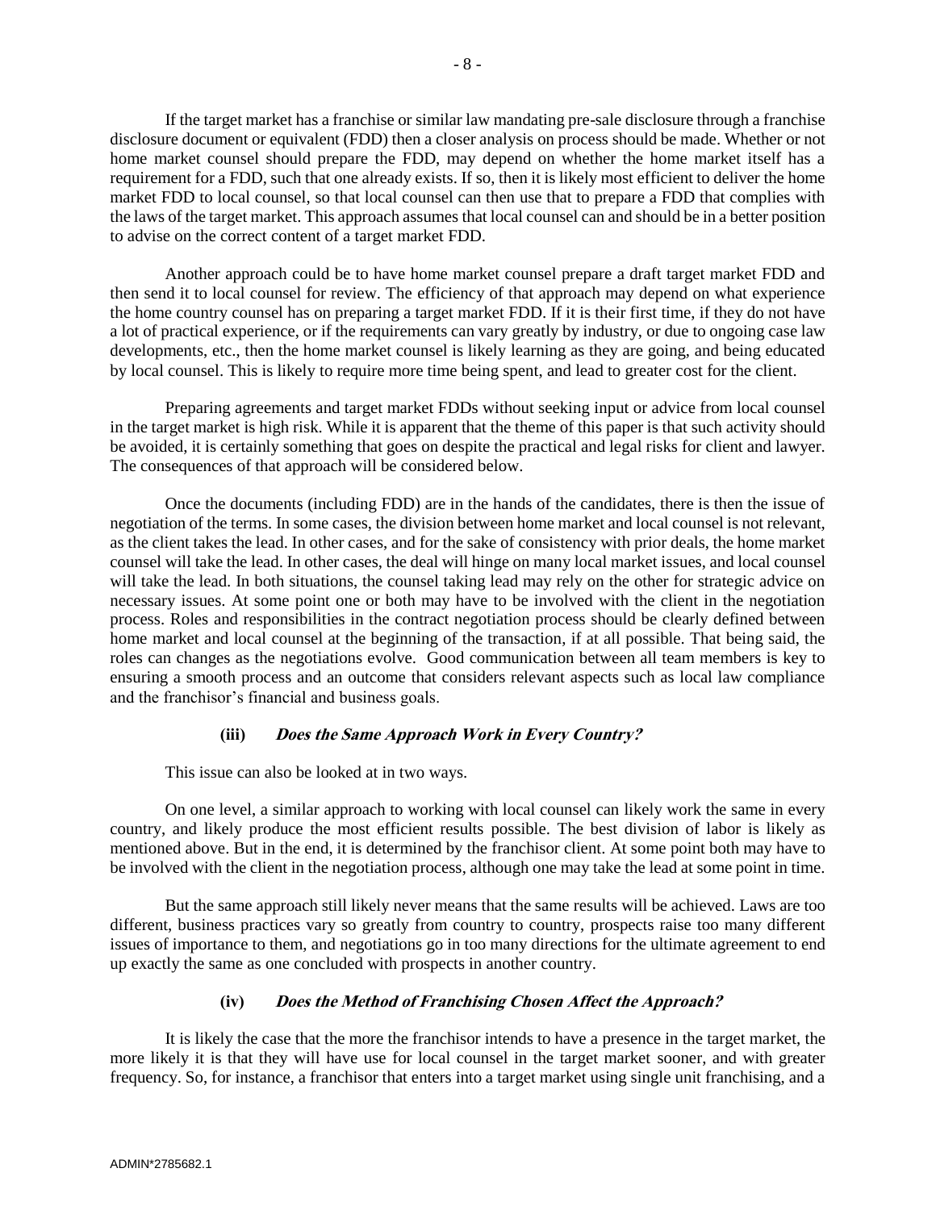If the target market has a franchise or similar law mandating pre-sale disclosure through a franchise disclosure document or equivalent (FDD) then a closer analysis on process should be made. Whether or not home market counsel should prepare the FDD, may depend on whether the home market itself has a requirement for a FDD, such that one already exists. If so, then it is likely most efficient to deliver the home market FDD to local counsel, so that local counsel can then use that to prepare a FDD that complies with the laws of the target market. This approach assumes that local counsel can and should be in a better position to advise on the correct content of a target market FDD.

Another approach could be to have home market counsel prepare a draft target market FDD and then send it to local counsel for review. The efficiency of that approach may depend on what experience the home country counsel has on preparing a target market FDD. If it is their first time, if they do not have a lot of practical experience, or if the requirements can vary greatly by industry, or due to ongoing case law developments, etc., then the home market counsel is likely learning as they are going, and being educated by local counsel. This is likely to require more time being spent, and lead to greater cost for the client.

Preparing agreements and target market FDDs without seeking input or advice from local counsel in the target market is high risk. While it is apparent that the theme of this paper is that such activity should be avoided, it is certainly something that goes on despite the practical and legal risks for client and lawyer. The consequences of that approach will be considered below.

Once the documents (including FDD) are in the hands of the candidates, there is then the issue of negotiation of the terms. In some cases, the division between home market and local counsel is not relevant, as the client takes the lead. In other cases, and for the sake of consistency with prior deals, the home market counsel will take the lead. In other cases, the deal will hinge on many local market issues, and local counsel will take the lead. In both situations, the counsel taking lead may rely on the other for strategic advice on necessary issues. At some point one or both may have to be involved with the client in the negotiation process. Roles and responsibilities in the contract negotiation process should be clearly defined between home market and local counsel at the beginning of the transaction, if at all possible. That being said, the roles can changes as the negotiations evolve. Good communication between all team members is key to ensuring a smooth process and an outcome that considers relevant aspects such as local law compliance and the franchisor's financial and business goals.

#### (iii) *Does the Same Approach Work in Every Country?*

This issue can also be looked at in two ways.

On one level, a similar approach to working with local counsel can likely work the same in every country, and likely produce the most efficient results possible. The best division of labor is likely as mentioned above. But in the end, it is determined by the franchisor client. At some point both may have to be involved with the client in the negotiation process, although one may take the lead at some point in time.

But the same approach still likely never means that the same results will be achieved. Laws are too different, business practices vary so greatly from country to country, prospects raise too many different issues of importance to them, and negotiations go in too many directions for the ultimate agreement to end up exactly the same as one concluded with prospects in another country.

#### (iv) *Does the Method of Franchising Chosen Affect the Approach?*

It is likely the case that the more the franchisor intends to have a presence in the target market, the more likely it is that they will have use for local counsel in the target market sooner, and with greater frequency. So, for instance, a franchisor that enters into a target market using single unit franchising, and a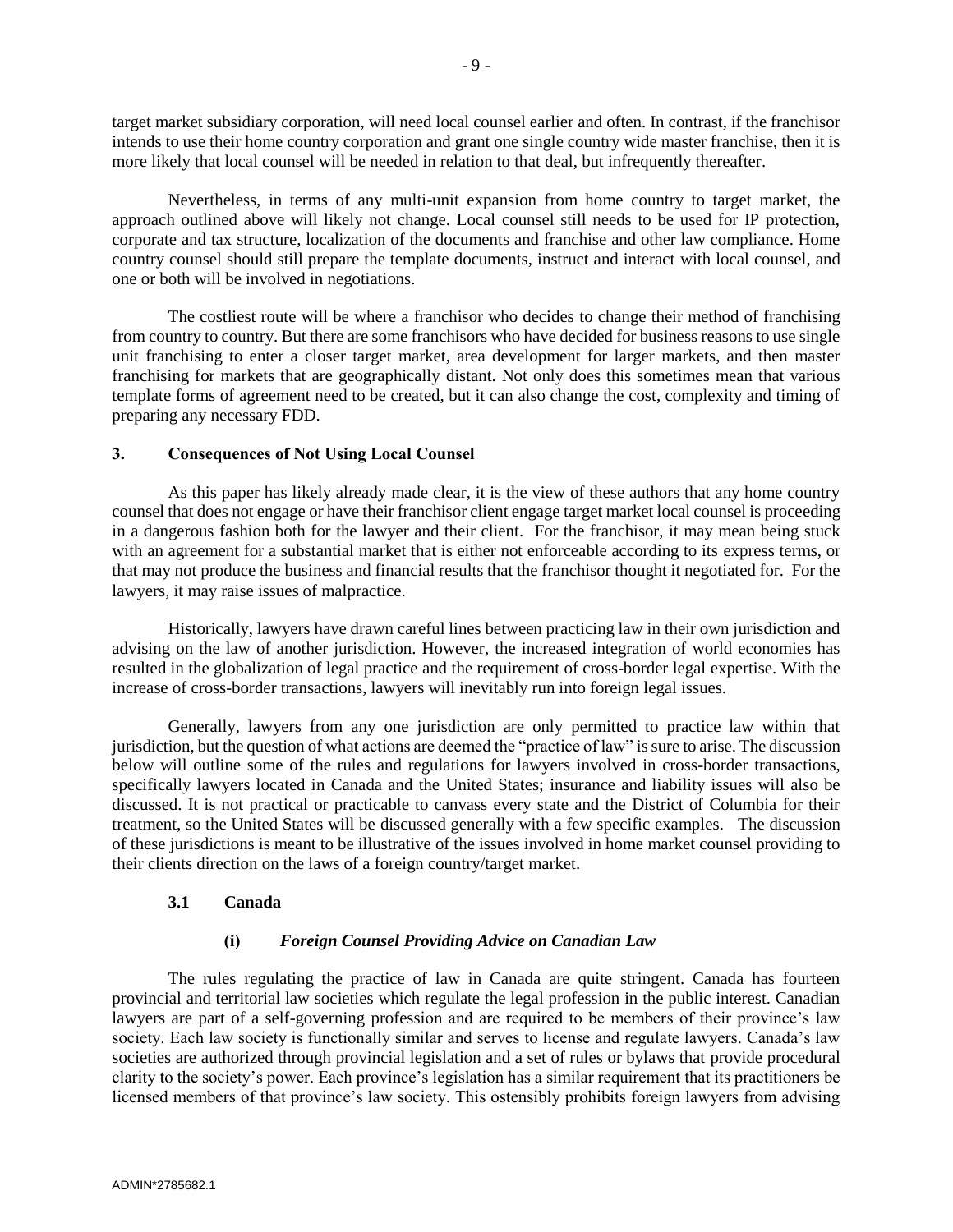target market subsidiary corporation, will need local counsel earlier and often. In contrast, if the franchisor intends to use their home country corporation and grant one single country wide master franchise, then it is more likely that local counsel will be needed in relation to that deal, but infrequently thereafter.

Nevertheless, in terms of any multi-unit expansion from home country to target market, the approach outlined above will likely not change. Local counsel still needs to be used for IP protection, corporate and tax structure, localization of the documents and franchise and other law compliance. Home country counsel should still prepare the template documents, instruct and interact with local counsel, and one or both will be involved in negotiations.

The costliest route will be where a franchisor who decides to change their method of franchising from country to country. But there are some franchisors who have decided for business reasons to use single unit franchising to enter a closer target market, area development for larger markets, and then master franchising for markets that are geographically distant. Not only does this sometimes mean that various template forms of agreement need to be created, but it can also change the cost, complexity and timing of preparing any necessary FDD.

## 3. Consequences of Not Using Local Counsel

As this paper has likely already made clear, it is the view of these authors that any home country counsel that does not engage or have their franchisor client engage target market local counsel is proceeding in a dangerous fashion both for the lawyer and their client. For the franchisor, it may mean being stuck with an agreement for a substantial market that is either not enforceable according to its express terms, or that may not produce the business and financial results that the franchisor thought it negotiated for. For the lawyers, it may raise issues of malpractice.

Historically, lawyers have drawn careful lines between practicing law in their own jurisdiction and advising on the law of another jurisdiction. However, the increased integration of world economies has resulted in the globalization of legal practice and the requirement of cross-border legal expertise. With the increase of cross-border transactions, lawyers will inevitably run into foreign legal issues.

Generally, lawyers from any one jurisdiction are only permitted to practice law within that jurisdiction, but the question of what actions are deemed the "practice of law" is sure to arise. The discussion below will outline some of the rules and regulations for lawyers involved in cross-border transactions, specifically lawyers located in Canada and the United States; insurance and liability issues will also be discussed. It is not practical or practicable to canvass every state and the District of Columbia for their treatment, so the United States will be discussed generally with a few specific examples. The discussion of these jurisdictions is meant to be illustrative of the issues involved in home market counsel providing to their clients direction on the laws of a foreign country/target market.

### 3.1 Canada

#### (i) *Foreign Counsel Providing Advice on Canadian Law*

The rules regulating the practice of law in Canada are quite stringent. Canada has fourteen provincial and territorial law societies which regulate the legal profession in the public interest. Canadian lawyers are part of a self-governing profession and are required to be members of their province's law society. Each law society is functionally similar and serves to license and regulate lawyers. Canada's law societies are authorized through provincial legislation and a set of rules or bylaws that provide procedural clarity to the society's power. Each province's legislation has a similar requirement that its practitioners be licensed members of that province's law society. This ostensibly prohibits foreign lawyers from advising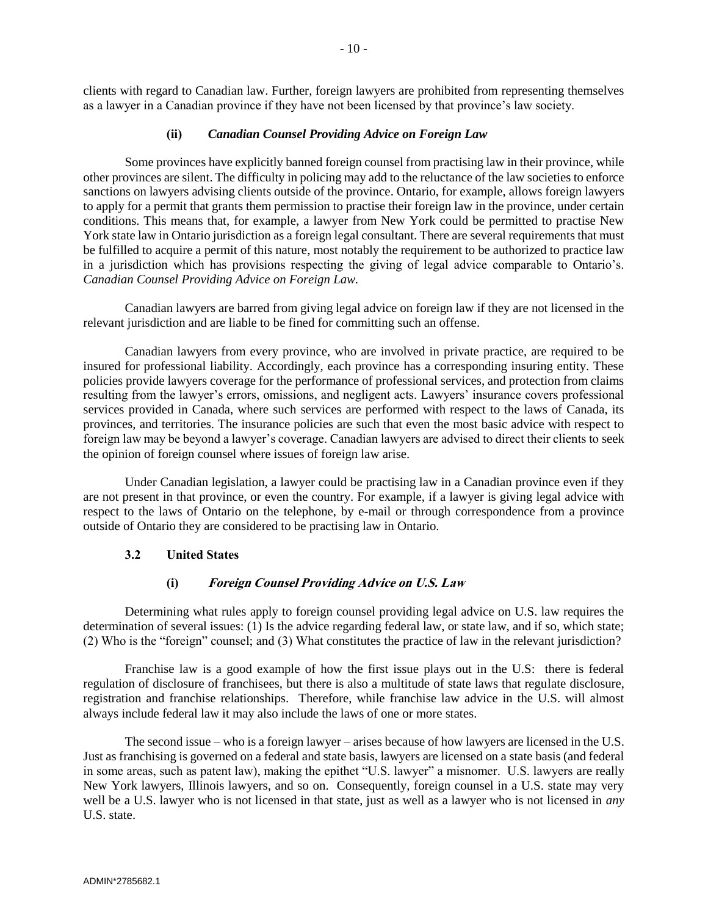clients with regard to Canadian law. Further, foreign lawyers are prohibited from representing themselves as a lawyer in a Canadian province if they have not been licensed by that province's law society.

#### (ii) *Canadian Counsel Providing Advice on Foreign Law*

Some provinces have explicitly banned foreign counsel from practising law in their province, while other provinces are silent. The difficulty in policing may add to the reluctance of the law societies to enforce sanctions on lawyers advising clients outside of the province. Ontario, for example, allows foreign lawyers to apply for a permit that grants them permission to practise their foreign law in the province, under certain conditions. This means that, for example, a lawyer from New York could be permitted to practise New York state law in Ontario jurisdiction as a foreign legal consultant. There are several requirements that must be fulfilled to acquire a permit of this nature, most notably the requirement to be authorized to practice law in a jurisdiction which has provisions respecting the giving of legal advice comparable to Ontario's. *Canadian Counsel Providing Advice on Foreign Law.*

Canadian lawyers are barred from giving legal advice on foreign law if they are not licensed in the relevant jurisdiction and are liable to be fined for committing such an offense.

Canadian lawyers from every province, who are involved in private practice, are required to be insured for professional liability. Accordingly, each province has a corresponding insuring entity. These policies provide lawyers coverage for the performance of professional services, and protection from claims resulting from the lawyer's errors, omissions, and negligent acts. Lawyers' insurance covers professional services provided in Canada, where such services are performed with respect to the laws of Canada, its provinces, and territories. The insurance policies are such that even the most basic advice with respect to foreign law may be beyond a lawyer's coverage. Canadian lawyers are advised to direct their clients to seek the opinion of foreign counsel where issues of foreign law arise.

Under Canadian legislation, a lawyer could be practising law in a Canadian province even if they are not present in that province, or even the country. For example, if a lawyer is giving legal advice with respect to the laws of Ontario on the telephone, by e-mail or through correspondence from a province outside of Ontario they are considered to be practising law in Ontario.

### 3.2 United States

#### (i) *Foreign Counsel Providing Advice on U.S. Law*

Determining what rules apply to foreign counsel providing legal advice on U.S. law requires the determination of several issues: (1) Is the advice regarding federal law, or state law, and if so, which state; (2) Who is the "foreign" counsel; and (3) What constitutes the practice of law in the relevant jurisdiction?

Franchise law is a good example of how the first issue plays out in the U.S: there is federal regulation of disclosure of franchisees, but there is also a multitude of state laws that regulate disclosure, registration and franchise relationships. Therefore, while franchise law advice in the U.S. will almost always include federal law it may also include the laws of one or more states.

The second issue – who is a foreign lawyer – arises because of how lawyers are licensed in the U.S. Just as franchising is governed on a federal and state basis, lawyers are licensed on a state basis (and federal in some areas, such as patent law), making the epithet "U.S. lawyer" a misnomer. U.S. lawyers are really New York lawyers, Illinois lawyers, and so on. Consequently, foreign counsel in a U.S. state may very well be a U.S. lawyer who is not licensed in that state, just as well as a lawyer who is not licensed in *any* U.S. state.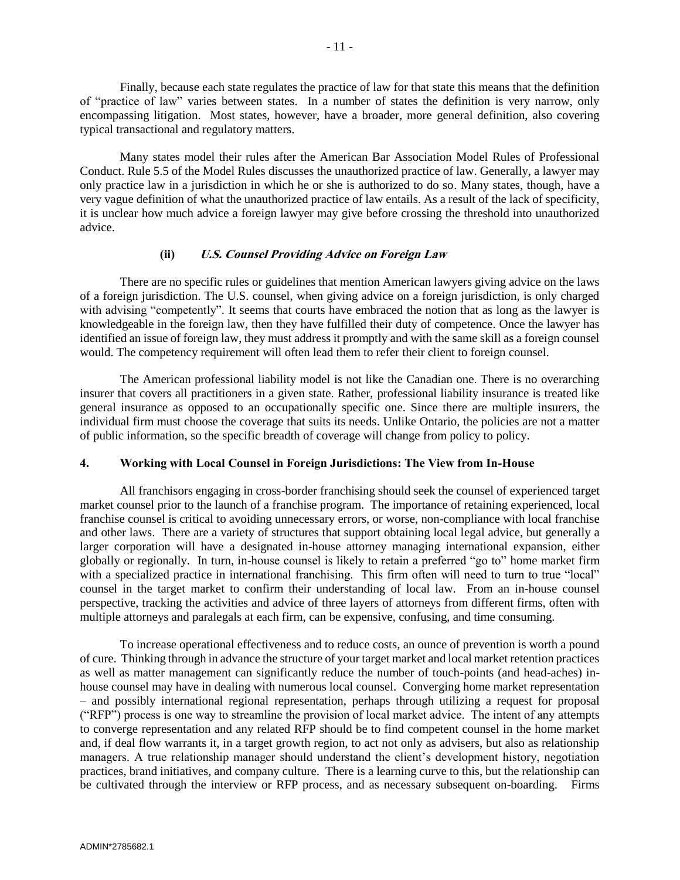Finally, because each state regulates the practice of law for that state this means that the definition of "practice of law" varies between states. In a number of states the definition is very narrow, only encompassing litigation. Most states, however, have a broader, more general definition, also covering typical transactional and regulatory matters.

Many states model their rules after the American Bar Association Model Rules of Professional Conduct. Rule 5.5 of the Model Rules discusses the unauthorized practice of law. Generally, a lawyer may only practice law in a jurisdiction in which he or she is authorized to do so. Many states, though, have a very vague definition of what the unauthorized practice of law entails. As a result of the lack of specificity, it is unclear how much advice a foreign lawyer may give before crossing the threshold into unauthorized advice.

#### (ii) *U.S. Counsel Providing Advice on Foreign Law*

There are no specific rules or guidelines that mention American lawyers giving advice on the laws of a foreign jurisdiction. The U.S. counsel, when giving advice on a foreign jurisdiction, is only charged with advising "competently". It seems that courts have embraced the notion that as long as the lawyer is knowledgeable in the foreign law, then they have fulfilled their duty of competence. Once the lawyer has identified an issue of foreign law, they must address it promptly and with the same skill as a foreign counsel would. The competency requirement will often lead them to refer their client to foreign counsel.

The American professional liability model is not like the Canadian one. There is no overarching insurer that covers all practitioners in a given state. Rather, professional liability insurance is treated like general insurance as opposed to an occupationally specific one. Since there are multiple insurers, the individual firm must choose the coverage that suits its needs. Unlike Ontario, the policies are not a matter of public information, so the specific breadth of coverage will change from policy to policy.

### 4. Working with Local Counsel in Foreign Jurisdictions: The View from In-House

All franchisors engaging in cross-border franchising should seek the counsel of experienced target market counsel prior to the launch of a franchise program. The importance of retaining experienced, local franchise counsel is critical to avoiding unnecessary errors, or worse, non-compliance with local franchise and other laws. There are a variety of structures that support obtaining local legal advice, but generally a larger corporation will have a designated in-house attorney managing international expansion, either globally or regionally. In turn, in-house counsel is likely to retain a preferred "go to" home market firm with a specialized practice in international franchising. This firm often will need to turn to true "local" counsel in the target market to confirm their understanding of local law. From an in-house counsel perspective, tracking the activities and advice of three layers of attorneys from different firms, often with multiple attorneys and paralegals at each firm, can be expensive, confusing, and time consuming.

To increase operational effectiveness and to reduce costs, an ounce of prevention is worth a pound of cure. Thinking through in advance the structure of your target market and local market retention practices as well as matter management can significantly reduce the number of touch-points (and head-aches) in-house counsel may have in dealing with numerous local counsel. Converging home market representation – and possibly international regional representation, perhaps through utilizing a request for proposal ("RFP") process is one way to streamline the provision of local market advice. The intent of any attempts to converge representation and any related RFP should be to find competent counsel in the home market and, if deal flow warrants it, in a target growth region, to act not only as advisers, but also as relationship managers. A true relationship manager should understand the client's development history, negotiation practices, brand initiatives, and company culture. There is a learning curve to this, but the relationship can be cultivated through the interview or RFP process, and as necessary subsequent on-boarding. Firms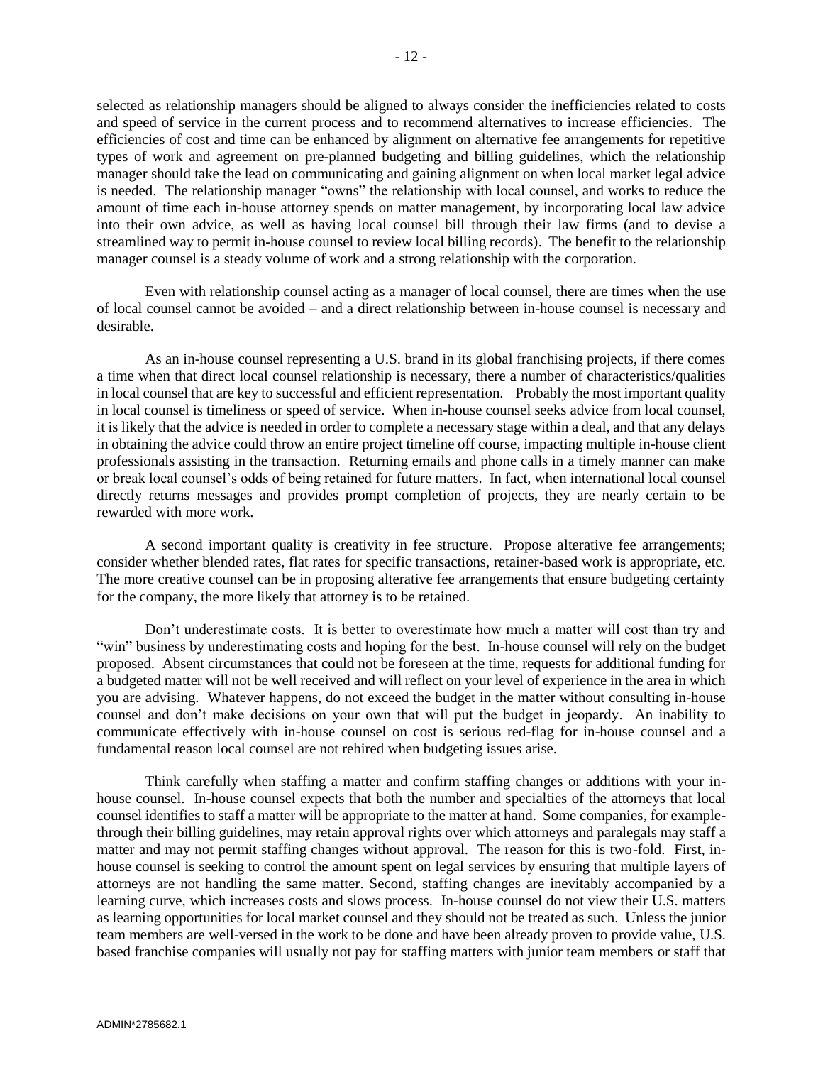selected as relationship managers should be aligned to always consider the inefficiencies related to costs and speed of service in the current process and to recommend alternatives to increase efficiencies. The efficiencies of cost and time can be enhanced by alignment on alternative fee arrangements for repetitive types of work and agreement on pre-planned budgeting and billing guidelines, which the relationship manager should take the lead on communicating and gaining alignment on when local market legal advice is needed. The relationship manager "owns" the relationship with local counsel, and works to reduce the amount of time each in-house attorney spends on matter management, by incorporating local law advice into their own advice, as well as having local counsel bill through their law firms (and to devise a streamlined way to permit in-house counsel to review local billing records). The benefit to the relationship manager counsel is a steady volume of work and a strong relationship with the corporation.

Even with relationship counsel acting as a manager of local counsel, there are times when the use of local counsel cannot be avoided – and a direct relationship between in-house counsel is necessary and desirable.

As an in-house counsel representing a U.S. brand in its global franchising projects, if there comes a time when that direct local counsel relationship is necessary, there a number of characteristics/qualities in local counsel that are key to successful and efficient representation. Probably the most important quality in local counsel is timeliness or speed of service. When in-house counsel seeks advice from local counsel, it is likely that the advice is needed in order to complete a necessary stage within a deal, and that any delays in obtaining the advice could throw an entire project timeline off course, impacting multiple in-house client professionals assisting in the transaction. Returning emails and phone calls in a timely manner can make or break local counsel's odds of being retained for future matters. In fact, when international local counsel directly returns messages and provides prompt completion of projects, they are nearly certain to be rewarded with more work.

A second important quality is creativity in fee structure. Propose alterative fee arrangements; consider whether blended rates, flat rates for specific transactions, retainer-based work is appropriate, etc. The more creative counsel can be in proposing alterative fee arrangements that ensure budgeting certainty for the company, the more likely that attorney is to be retained.

Don't underestimate costs. It is better to overestimate how much a matter will cost than try and "win" business by underestimating costs and hoping for the best. In-house counsel will rely on the budget proposed. Absent circumstances that could not be foreseen at the time, requests for additional funding for a budgeted matter will not be well received and will reflect on your level of experience in the area in which you are advising. Whatever happens, do not exceed the budget in the matter without consulting in-house counsel and don't make decisions on your own that will put the budget in jeopardy. An inability to communicate effectively with in-house counsel on cost is serious red-flag for in-house counsel and a fundamental reason local counsel are not rehired when budgeting issues arise.

Think carefully when staffing a matter and confirm staffing changes or additions with your in-house counsel. In-house counsel expects that both the number and specialties of the attorneys that local counsel identifies to staff a matter will be appropriate to the matter at hand. Some companies, for example-through their billing guidelines, may retain approval rights over which attorneys and paralegals may staff a matter and may not permit staffing changes without approval. The reason for this is two-fold. First, in-house counsel is seeking to control the amount spent on legal services by ensuring that multiple layers of attorneys are not handling the same matter. Second, staffing changes are inevitably accompanied by a learning curve, which increases costs and slows process. In-house counsel do not view their U.S. matters as learning opportunities for local market counsel and they should not be treated as such. Unless the junior team members are well-versed in the work to be done and have been already proven to provide value, U.S. based franchise companies will usually not pay for staffing matters with junior team members or staff that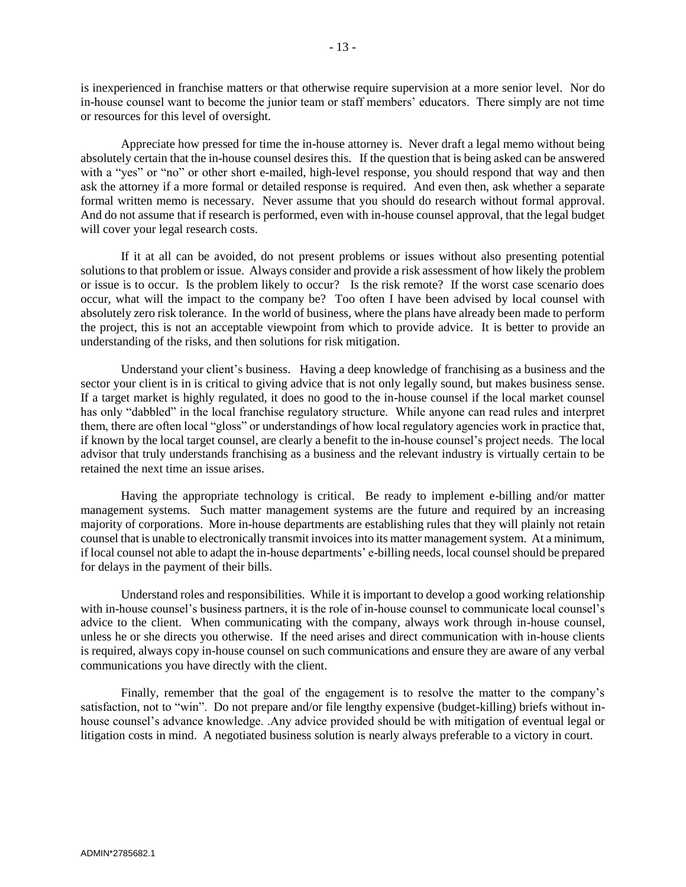is inexperienced in franchise matters or that otherwise require supervision at a more senior level. Nor do in-house counsel want to become the junior team or staff members' educators. There simply are not time or resources for this level of oversight.

Appreciate how pressed for time the in-house attorney is. Never draft a legal memo without being absolutely certain that the in-house counsel desires this. If the question that is being asked can be answered with a "yes" or "no" or other short e-mailed, high-level response, you should respond that way and then ask the attorney if a more formal or detailed response is required. And even then, ask whether a separate formal written memo is necessary. Never assume that you should do research without formal approval. And do not assume that if research is performed, even with in-house counsel approval, that the legal budget will cover your legal research costs.

If it at all can be avoided, do not present problems or issues without also presenting potential solutions to that problem or issue. Always consider and provide a risk assessment of how likely the problem or issue is to occur. Is the problem likely to occur? Is the risk remote? If the worst case scenario does occur, what will the impact to the company be? Too often I have been advised by local counsel with absolutely zero risk tolerance. In the world of business, where the plans have already been made to perform the project, this is not an acceptable viewpoint from which to provide advice. It is better to provide an understanding of the risks, and then solutions for risk mitigation.

Understand your client's business. Having a deep knowledge of franchising as a business and the sector your client is in is critical to giving advice that is not only legally sound, but makes business sense. If a target market is highly regulated, it does no good to the in-house counsel if the local market counsel has only "dabbled" in the local franchise regulatory structure. While anyone can read rules and interpret them, there are often local "gloss" or understandings of how local regulatory agencies work in practice that, if known by the local target counsel, are clearly a benefit to the in-house counsel's project needs. The local advisor that truly understands franchising as a business and the relevant industry is virtually certain to be retained the next time an issue arises.

Having the appropriate technology is critical. Be ready to implement e-billing and/or matter management systems. Such matter management systems are the future and required by an increasing majority of corporations. More in-house departments are establishing rules that they will plainly not retain counsel that is unable to electronically transmit invoices into its matter management system. At a minimum, if local counsel not able to adapt the in-house departments' e-billing needs, local counsel should be prepared for delays in the payment of their bills.

Understand roles and responsibilities. While it is important to develop a good working relationship with in-house counsel's business partners, it is the role of in-house counsel to communicate local counsel's advice to the client. When communicating with the company, always work through in-house counsel, unless he or she directs you otherwise. If the need arises and direct communication with in-house clients is required, always copy in-house counsel on such communications and ensure they are aware of any verbal communications you have directly with the client.

Finally, remember that the goal of the engagement is to resolve the matter to the company's satisfaction, not to "win". Do not prepare and/or file lengthy expensive (budget-killing) briefs without in-house counsel's advance knowledge. .Any advice provided should be with mitigation of eventual legal or litigation costs in mind. A negotiated business solution is nearly always preferable to a victory in court.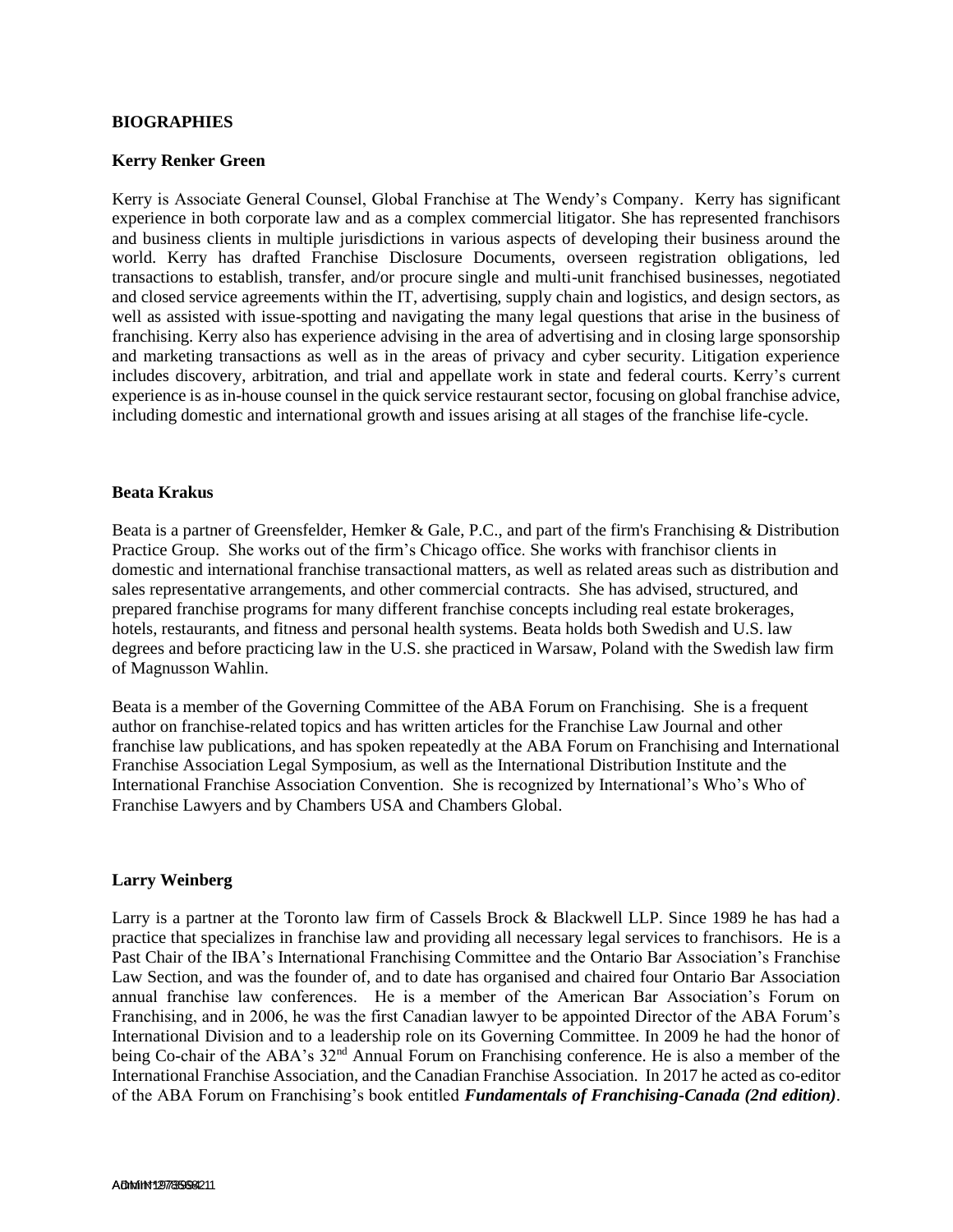## BIOGRAPHIES

### Kerry Renker Green

Kerry is Associate General Counsel, Global Franchise at The Wendy's Company. Kerry has significant experience in both corporate law and as a complex commercial litigator. She has represented franchisors and business clients in multiple jurisdictions in various aspects of developing their business around the world. Kerry has drafted Franchise Disclosure Documents, overseen registration obligations, led transactions to establish, transfer, and/or procure single and multi-unit franchised businesses, negotiated and closed service agreements within the IT, advertising, supply chain and logistics, and design sectors, as well as assisted with issue-spotting and navigating the many legal questions that arise in the business of franchising. Kerry also has experience advising in the area of advertising and in closing large sponsorship and marketing transactions as well as in the areas of privacy and cyber security. Litigation experience includes discovery, arbitration, and trial and appellate work in state and federal courts. Kerry's current experience is as in-house counsel in the quick service restaurant sector, focusing on global franchise advice, including domestic and international growth and issues arising at all stages of the franchise life-cycle.

### Beata Krakus

Beata is a partner of Greensfelder, Hemker & Gale, P.C., and part of the firm's Franchising & Distribution Practice Group. She works out of the firm's Chicago office. She works with franchisor clients in domestic and international franchise transactional matters, as well as related areas such as distribution and sales representative arrangements, and other commercial contracts. She has advised, structured, and prepared franchise programs for many different franchise concepts including real estate brokerages, hotels, restaurants, and fitness and personal health systems. Beata holds both Swedish and U.S. law degrees and before practicing law in the U.S. she practiced in Warsaw, Poland with the Swedish law firm of Magnusson Wahlin.

Beata is a member of the Governing Committee of the ABA Forum on Franchising. She is a frequent author on franchise-related topics and has written articles for the Franchise Law Journal and other franchise law publications, and has spoken repeatedly at the ABA Forum on Franchising and International Franchise Association Legal Symposium, as well as the International Distribution Institute and the International Franchise Association Convention. She is recognized by International's Who's Who of Franchise Lawyers and by Chambers USA and Chambers Global.

### Larry Weinberg

Larry is a partner at the Toronto law firm of Cassels Brock & Blackwell LLP. Since 1989 he has had a practice that specializes in franchise law and providing all necessary legal services to franchisors. He is a Past Chair of the IBA's International Franchising Committee and the Ontario Bar Association's Franchise Law Section, and was the founder of, and to date has organised and chaired four Ontario Bar Association annual franchise law conferences. He is a member of the American Bar Association's Forum on Franchising, and in 2006, he was the first Canadian lawyer to be appointed Director of the ABA Forum's International Division and to a leadership role on its Governing Committee. In 2009 he had the honor of being Co-chair of the ABA's 32nd Annual Forum on Franchising conference. He is also a member of the International Franchise Association, and the Canadian Franchise Association. In 2017 he acted as co-editor of the ABA Forum on Franchising's book entitled ***Fundamentals of Franchising-Canada (2nd edition)***.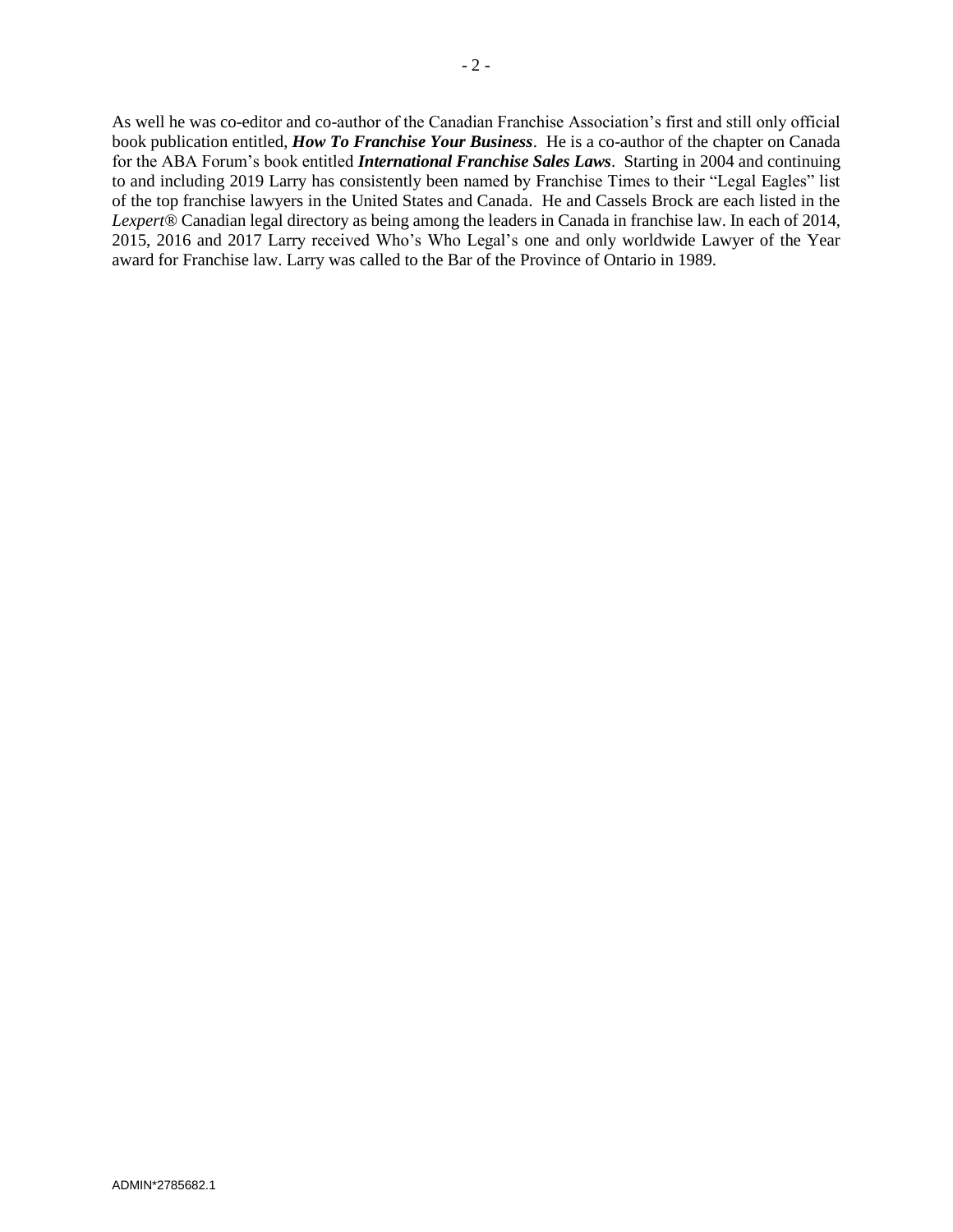As well he was co-editor and co-author of the Canadian Franchise Association's first and still only official book publication entitled, ***How To Franchise Your Business***. He is a co-author of the chapter on Canada for the ABA Forum's book entitled ***International Franchise Sales Laws***. Starting in 2004 and continuing to and including 2019 Larry has consistently been named by Franchise Times to their "Legal Eagles" list of the top franchise lawyers in the United States and Canada. He and Cassels Brock are each listed in the *Lexpert®* Canadian legal directory as being among the leaders in Canada in franchise law. In each of 2014, 2015, 2016 and 2017 Larry received Who's Who Legal's one and only worldwide Lawyer of the Year award for Franchise law. Larry was called to the Bar of the Province of Ontario in 1989.